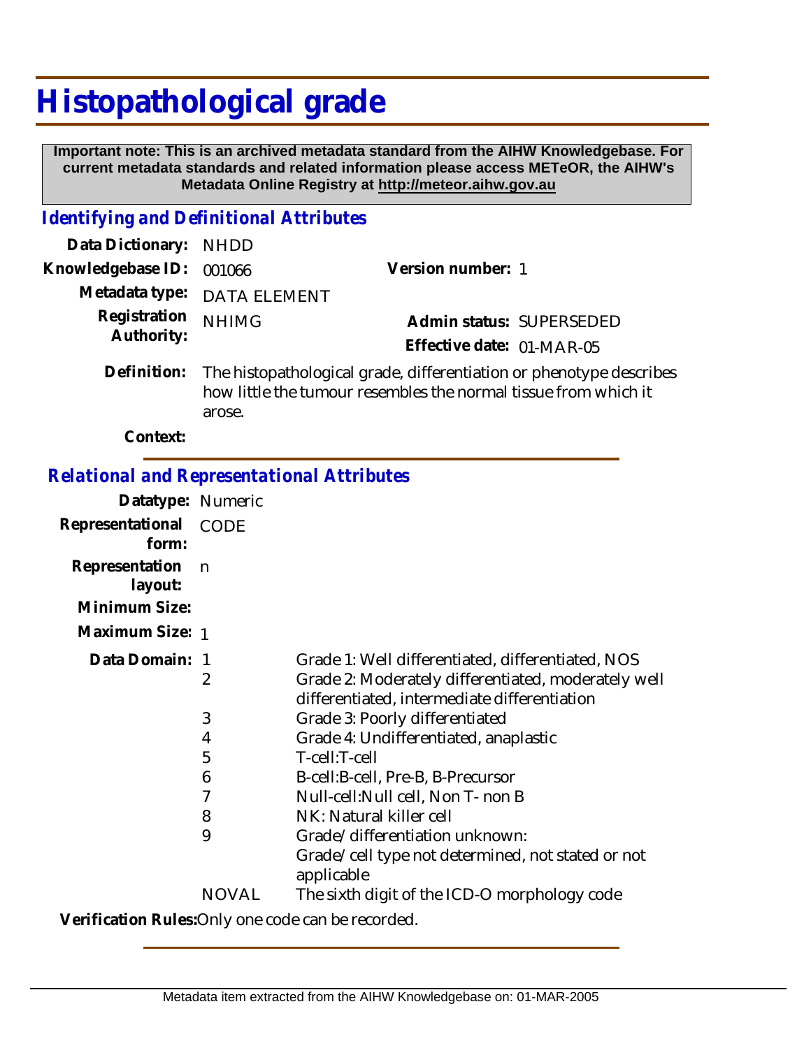# Histopathological grade

**Important note: This is an archived metadata standard from the AIHW Knowledgebase. For current metadata standards and related information please access METeOR, the AIHW's Metadata Online Registry at http://meteor.aihw.gov.au**

## *Identifying and Definitional Attributes*

**Data Dictionary:** NHDD

**Knowledgebase ID:** 001066

**Version number:** 1

**Metadata type:** DATA ELEMENT

**Registration Authority:** NHIMG

**Admin status:** SUPERSEDED

**Effective date:** 01-MAR-05

**Definition:** The histopathological grade, differentiation or phenotype describes how little the tumour resembles the normal tissue from which it arose.

**Context:**

## *Relational and Representational Attributes*

**Datatype:** Numeric

**Representational form:** CODE

**Representation layout:** n

**Minimum Size:**

**Maximum Size:** 1

**Data Domain:**

| Code | Description |
| --- | --- |
| 1 | Grade 1: Well differentiated, differentiated, NOS |
| 2 | Grade 2: Moderately differentiated, moderately well differentiated, intermediate differentiation |
| 3 | Grade 3: Poorly differentiated |
| 4 | Grade 4: Undifferentiated, anaplastic |
| 5 | T-cell:T-cell |
| 6 | B-cell:B-cell, Pre-B, B-Precursor |
| 7 | Null-cell:Null cell, Non T- non B |
| 8 | NK: Natural killer cell |
| 9 | Grade/ differentiation unknown: Grade/ cell type not determined, not stated or not applicable |
| NOVAL | The sixth digit of the ICD-O morphology code |

**Verification Rules:** Only one code can be recorded.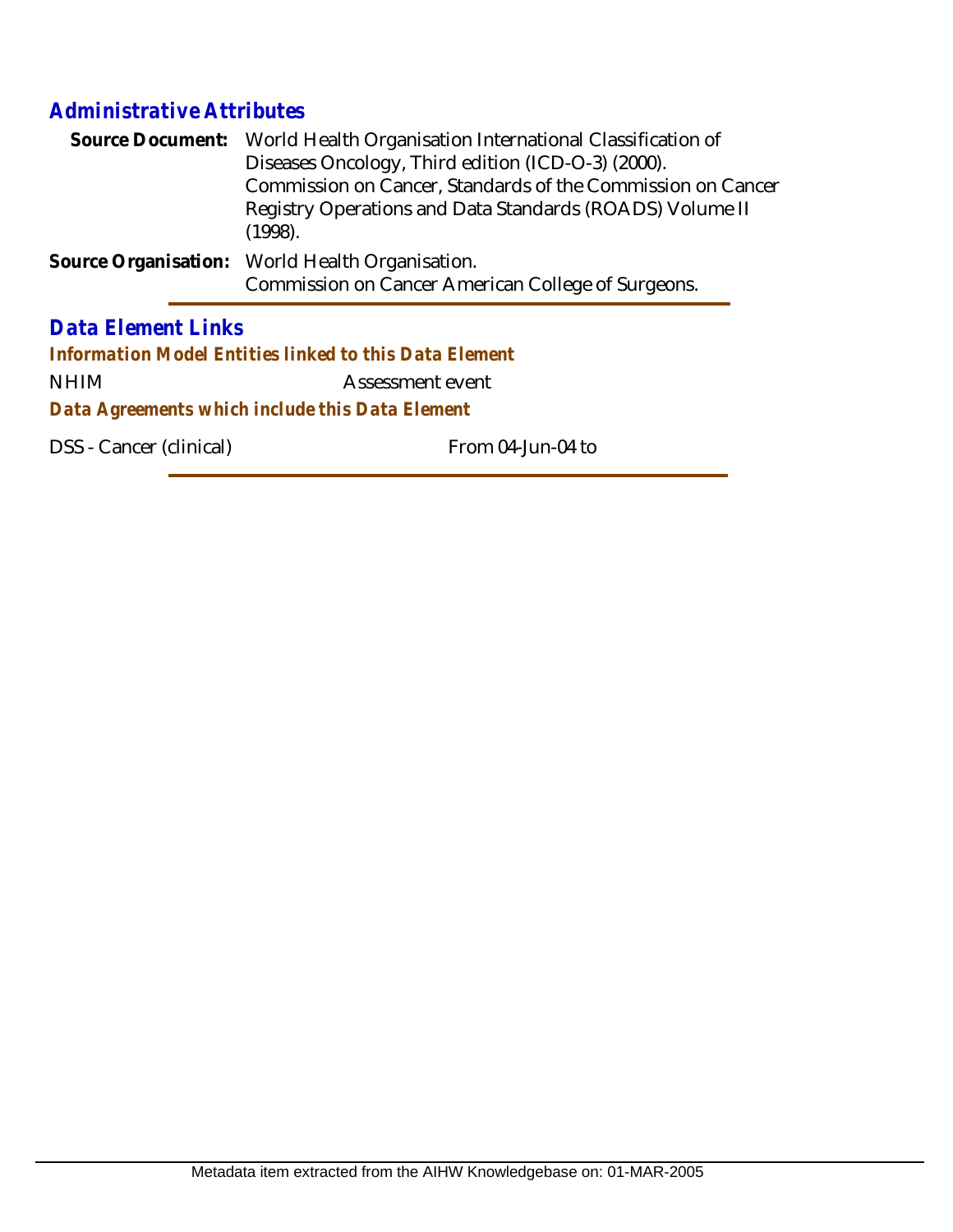## Administrative Attributes

**Source Document:** World Health Organisation International Classification of Diseases Oncology, Third edition (ICD-O-3) (2000). Commission on Cancer, Standards of the Commission on Cancer Registry Operations and Data Standards (ROADS) Volume II (1998).

**Source Organisation:** World Health Organisation. Commission on Cancer American College of Surgeons.

## Data Element Links

### Information Model Entities linked to this Data Element

| | |
|---|---|
| NHIM | Assessment event |

### Data Agreements which include this Data Element

| | |
|---|---|
| DSS - Cancer (clinical) | From 04-Jun-04 to |

Metadata item extracted from the AIHW Knowledgebase on: 01-MAR-2005